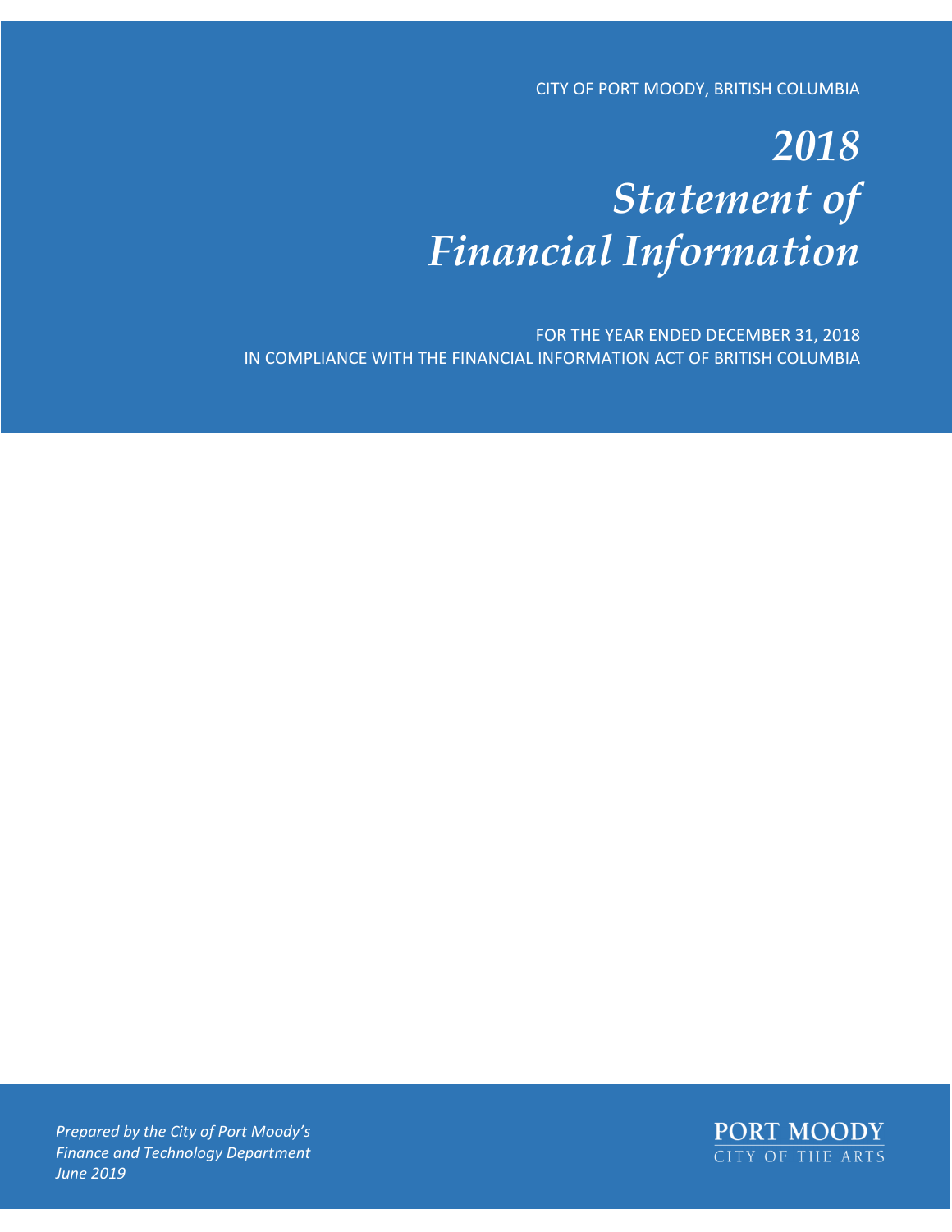CITY OF PORT MOODY, BRITISH COLUMBIA

# *2018 Statement of Financial Information*

FOR THE YEAR ENDED DECEMBER 31, 2018
IN COMPLIANCE WITH THE FINANCIAL INFORMATION ACT OF BRITISH COLUMBIA

*Prepared by the City of Port Moody's Finance and Technology Department June 2019*

PORT MOODY
CITY OF THE ARTS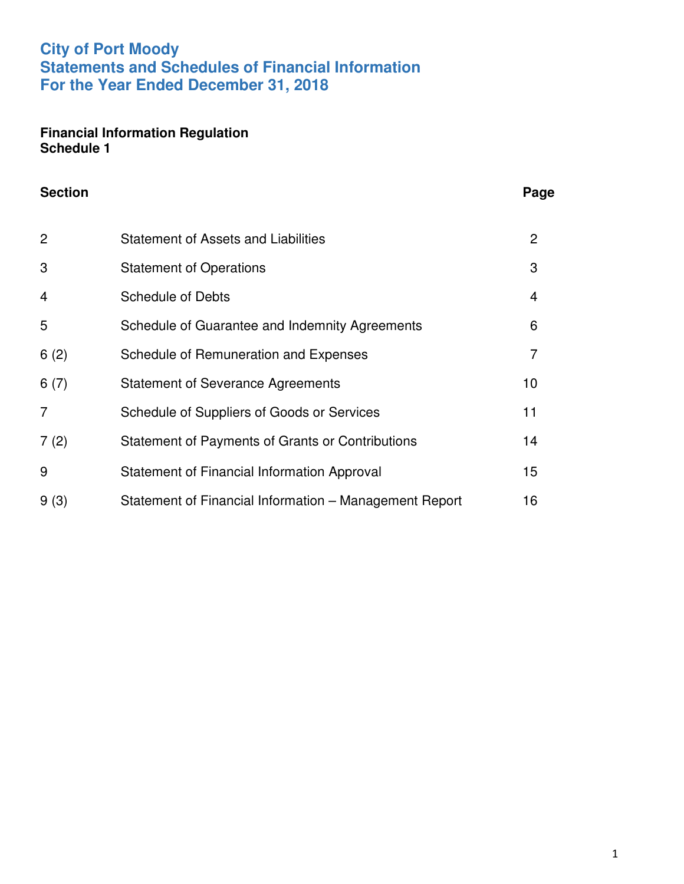# City of Port Moody
## Statements and Schedules of Financial Information
## For the Year Ended December 31, 2018

**Financial Information Regulation**
**Schedule 1**

| Section | | Page |
|---|---|---|
| 2 | Statement of Assets and Liabilities | 2 |
| 3 | Statement of Operations | 3 |
| 4 | Schedule of Debts | 4 |
| 5 | Schedule of Guarantee and Indemnity Agreements | 6 |
| 6 (2) | Schedule of Remuneration and Expenses | 7 |
| 6 (7) | Statement of Severance Agreements | 10 |
| 7 | Schedule of Suppliers of Goods or Services | 11 |
| 7 (2) | Statement of Payments of Grants or Contributions | 14 |
| 9 | Statement of Financial Information Approval | 15 |
| 9 (3) | Statement of Financial Information – Management Report | 16 |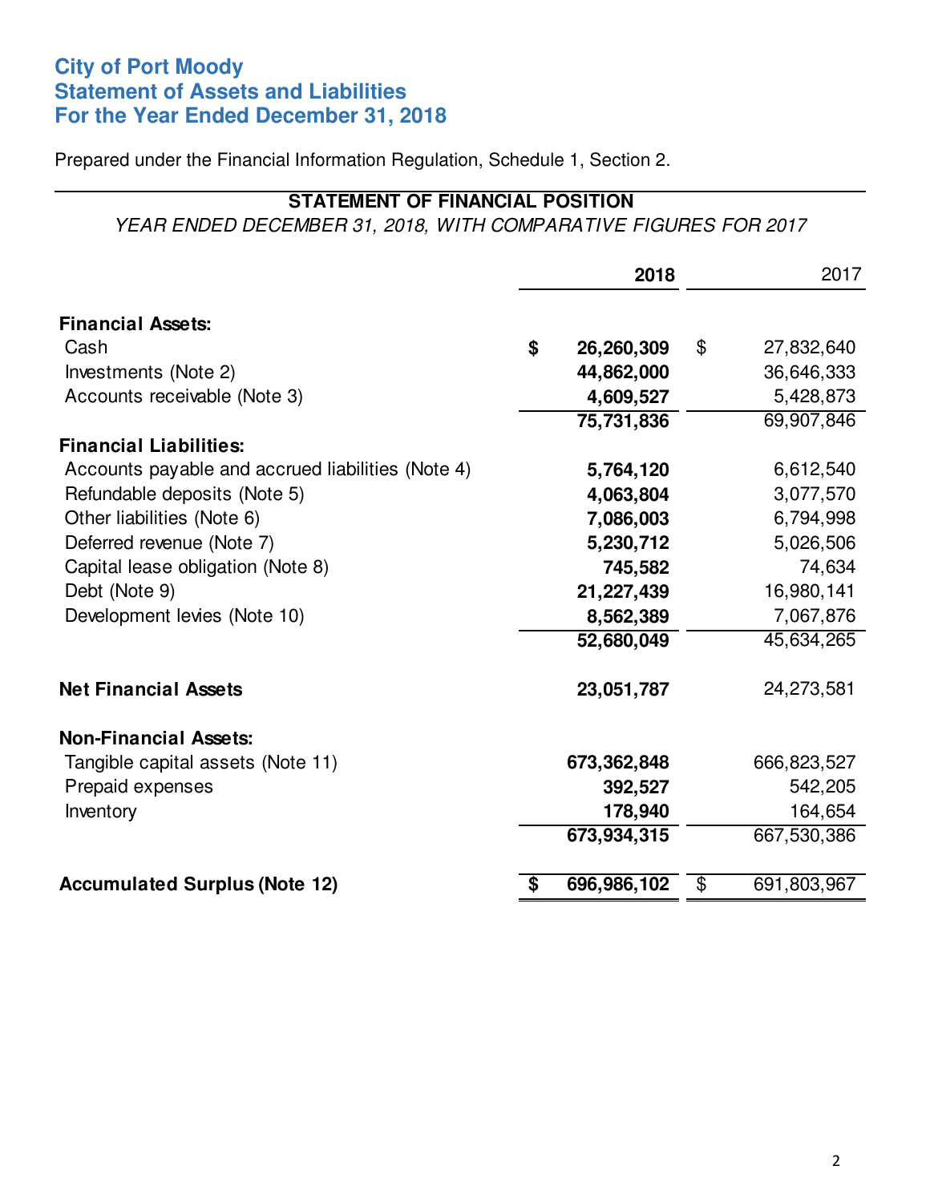# City of Port Moody
# Statement of Assets and Liabilities
# For the Year Ended December 31, 2018

Prepared under the Financial Information Regulation, Schedule 1, Section 2.

## STATEMENT OF FINANCIAL POSITION

*YEAR ENDED DECEMBER 31, 2018, WITH COMPARATIVE FIGURES FOR 2017*

| | **2018** | 2017 |
|---|---|---|
| **Financial Assets:** | | |
| Cash | **$ 26,260,309** | $ 27,832,640 |
| Investments (Note 2) | **44,862,000** | 36,646,333 |
| Accounts receivable (Note 3) | **4,609,527** | 5,428,873 |
| | **75,731,836** | 69,907,846 |
| **Financial Liabilities:** | | |
| Accounts payable and accrued liabilities (Note 4) | **5,764,120** | 6,612,540 |
| Refundable deposits (Note 5) | **4,063,804** | 3,077,570 |
| Other liabilities (Note 6) | **7,086,003** | 6,794,998 |
| Deferred revenue (Note 7) | **5,230,712** | 5,026,506 |
| Capital lease obligation (Note 8) | **745,582** | 74,634 |
| Debt (Note 9) | **21,227,439** | 16,980,141 |
| Development levies (Note 10) | **8,562,389** | 7,067,876 |
| | **52,680,049** | 45,634,265 |
| **Net Financial Assets** | **23,051,787** | 24,273,581 |
| **Non-Financial Assets:** | | |
| Tangible capital assets (Note 11) | **673,362,848** | 666,823,527 |
| Prepaid expenses | **392,527** | 542,205 |
| Inventory | **178,940** | 164,654 |
| | **673,934,315** | 667,530,386 |
| **Accumulated Surplus (Note 12)** | **$ 696,986,102** | $ 691,803,967 |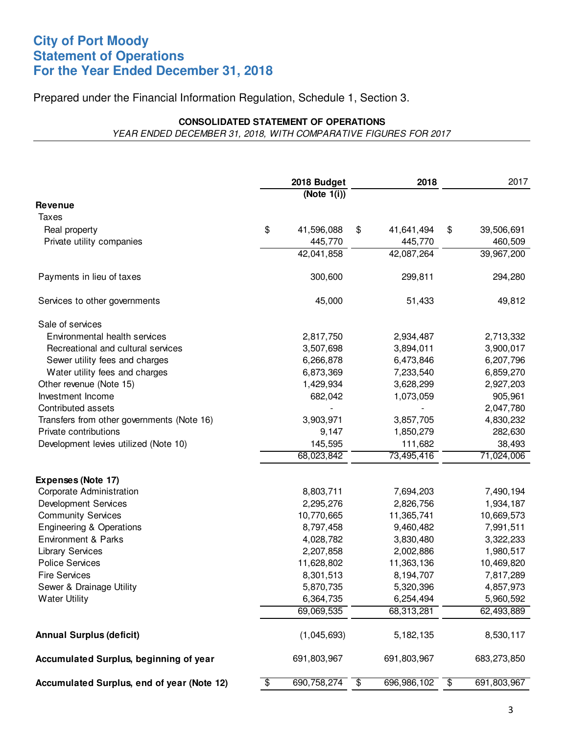# City of Port Moody
# Statement of Operations
# For the Year Ended December 31, 2018

Prepared under the Financial Information Regulation, Schedule 1, Section 3.

**CONSOLIDATED STATEMENT OF OPERATIONS**

*YEAR ENDED DECEMBER 31, 2018, WITH COMPARATIVE FIGURES FOR 2017*

| | 2018 Budget (Note 1(i)) | 2018 | 2017 |
|---|---|---|---|
| **Revenue** | | | |
| Taxes | | | |
| Real property | $ 41,596,088 | $ 41,641,494 | $ 39,506,691 |
| Private utility companies | 445,770 | 445,770 | 460,509 |
| | 42,041,858 | 42,087,264 | 39,967,200 |
| Payments in lieu of taxes | 300,600 | 299,811 | 294,280 |
| Services to other governments | 45,000 | 51,433 | 49,812 |
| Sale of services | | | |
| Environmental health services | 2,817,750 | 2,934,487 | 2,713,332 |
| Recreational and cultural services | 3,507,698 | 3,894,011 | 3,900,017 |
| Sewer utility fees and charges | 6,266,878 | 6,473,846 | 6,207,796 |
| Water utility fees and charges | 6,873,369 | 7,233,540 | 6,859,270 |
| Other revenue (Note 15) | 1,429,934 | 3,628,299 | 2,927,203 |
| Investment Income | 682,042 | 1,073,059 | 905,961 |
| Contributed assets | - | - | 2,047,780 |
| Transfers from other governments (Note 16) | 3,903,971 | 3,857,705 | 4,830,232 |
| Private contributions | 9,147 | 1,850,279 | 282,630 |
| Development levies utilized (Note 10) | 145,595 | 111,682 | 38,493 |
| | 68,023,842 | 73,495,416 | 71,024,006 |
| **Expenses (Note 17)** | | | |
| Corporate Administration | 8,803,711 | 7,694,203 | 7,490,194 |
| Development Services | 2,295,276 | 2,826,756 | 1,934,187 |
| Community Services | 10,770,665 | 11,365,741 | 10,669,573 |
| Engineering & Operations | 8,797,458 | 9,460,482 | 7,991,511 |
| Environment & Parks | 4,028,782 | 3,830,480 | 3,322,233 |
| Library Services | 2,207,858 | 2,002,886 | 1,980,517 |
| Police Services | 11,628,802 | 11,363,136 | 10,469,820 |
| Fire Services | 8,301,513 | 8,194,707 | 7,817,289 |
| Sewer & Drainage Utility | 5,870,735 | 5,320,396 | 4,857,973 |
| Water Utility | 6,364,735 | 6,254,494 | 5,960,592 |
| | 69,069,535 | 68,313,281 | 62,493,889 |
| **Annual Surplus (deficit)** | (1,045,693) | 5,182,135 | 8,530,117 |
| **Accumulated Surplus, beginning of year** | 691,803,967 | 691,803,967 | 683,273,850 |
| **Accumulated Surplus, end of year (Note 12)** | $ 690,758,274 | $ 696,986,102 | $ 691,803,967 |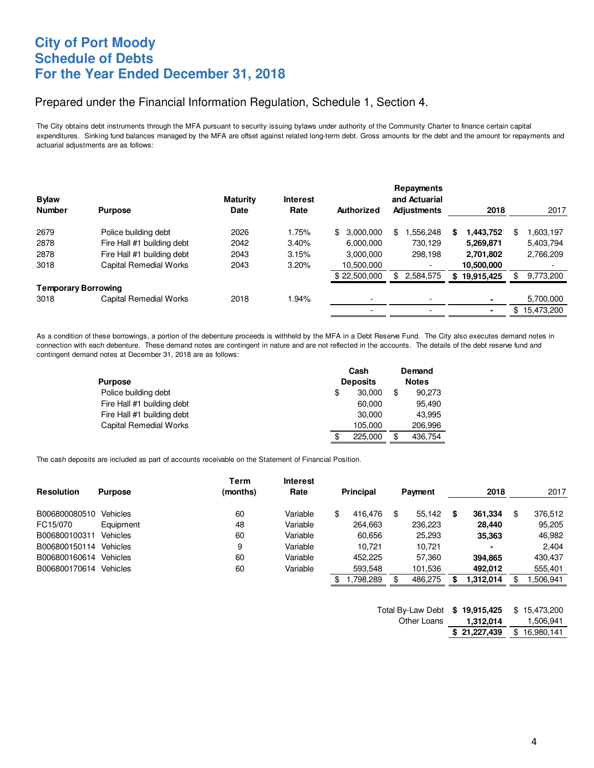# City of Port Moody
# Schedule of Debts
# For the Year Ended December 31, 2018

## Prepared under the Financial Information Regulation, Schedule 1, Section 4.

The City obtains debt instruments through the MFA pursuant to security issuing bylaws under authority of the Community Charter to finance certain capital expenditures. Sinking fund balances managed by the MFA are offset against related long-term debt. Gross amounts for the debt and the amount for repayments and actuarial adjustments are as follows:

| Bylaw Number | Purpose | Maturity Date | Interest Rate | Authorized | Repayments and Actuarial Adjustments | 2018 | 2017 |
|---|---|---|---|---|---|---|---|
| 2679 | Police building debt | 2026 | 1.75% | $ 3,000,000 | $ 1,556,248 | **$ 1,443,752** | $ 1,603,197 |
| 2878 | Fire Hall #1 building debt | 2042 | 3.40% | 6,000,000 | 730,129 | **5,269,871** | 5,403,794 |
| 2878 | Fire Hall #1 building debt | 2043 | 3.15% | 3,000,000 | 298,198 | **2,701,802** | 2,766,209 |
| 3018 | Capital Remedial Works | 2043 | 3.20% | 10,500,000 | - | **10,500,000** | - |
| | | | | $ 22,500,000 | $ 2,584,575 | **$ 19,915,425** | $ 9,773,200 |
| **Temporary Borrowing** | | | | | | | |
| 3018 | Capital Remedial Works | 2018 | 1.94% | - | - | **-** | 5,700,000 |
| | | | | - | - | **-** | $ 15,473,200 |

As a condition of these borrowings, a portion of the debenture proceeds is withheld by the MFA in a Debt Reserve Fund. The City also executes demand notes in connection with each debenture. These demand notes are contingent in nature and are not reflected in the accounts. The details of the debt reserve fund and contingent demand notes at December 31, 2018 are as follows:

| Purpose | Cash Deposits | Demand Notes |
|---|---|---|
| Police building debt | $ 30,000 | $ 90,273 |
| Fire Hall #1 building debt | 60,000 | 95,490 |
| Fire Hall #1 building debt | 30,000 | 43,995 |
| Capital Remedial Works | 105,000 | 206,996 |
| | $ 225,000 | $ 436,754 |

The cash deposits are included as part of accounts receivable on the Statement of Financial Position.

| Resolution | Purpose | Term (months) | Interest Rate | Principal | Payment | 2018 | 2017 |
|---|---|---|---|---|---|---|---|
| B006800080510 | Vehicles | 60 | Variable | $ 416,476 | $ 55,142 | **$ 361,334** | $ 376,512 |
| FC15/070 | Equipment | 48 | Variable | 264,663 | 236,223 | **28,440** | 95,205 |
| B006800100311 | Vehicles | 60 | Variable | 60,656 | 25,293 | **35,363** | 46,982 |
| B006800150114 | Vehicles | 9 | Variable | 10,721 | 10,721 | **-** | 2,404 |
| B006800160614 | Vehicles | 60 | Variable | 452,225 | 57,360 | **394,865** | 430,437 |
| B006800170614 | Vehicles | 60 | Variable | 593,548 | 101,536 | **492,012** | 555,401 |
| | | | | $ 1,798,289 | $ 486,275 | **$ 1,312,014** | $ 1,506,941 |

| | 2018 | 2017 |
|---|---|---|
| Total By-Law Debt | **$ 19,915,425** | $ 15,473,200 |
| Other Loans | **1,312,014** | 1,506,941 |
| | **$ 21,227,439** | $ 16,980,141 |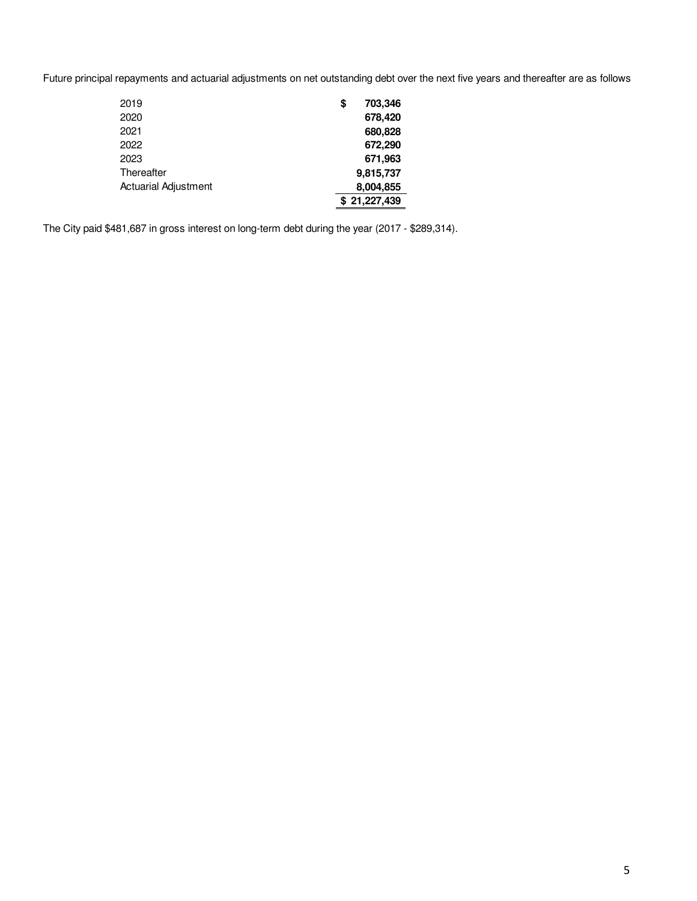Future principal repayments and actuarial adjustments on net outstanding debt over the next five years and thereafter are as follows

| | |
|---|---|
| 2019 | **$ 703,346** |
| 2020 | **678,420** |
| 2021 | **680,828** |
| 2022 | **672,290** |
| 2023 | **671,963** |
| Thereafter | **9,815,737** |
| Actuarial Adjustment | **8,004,855** |
| | **$ 21,227,439** |

The City paid $481,687 in gross interest on long-term debt during the year (2017 - $289,314).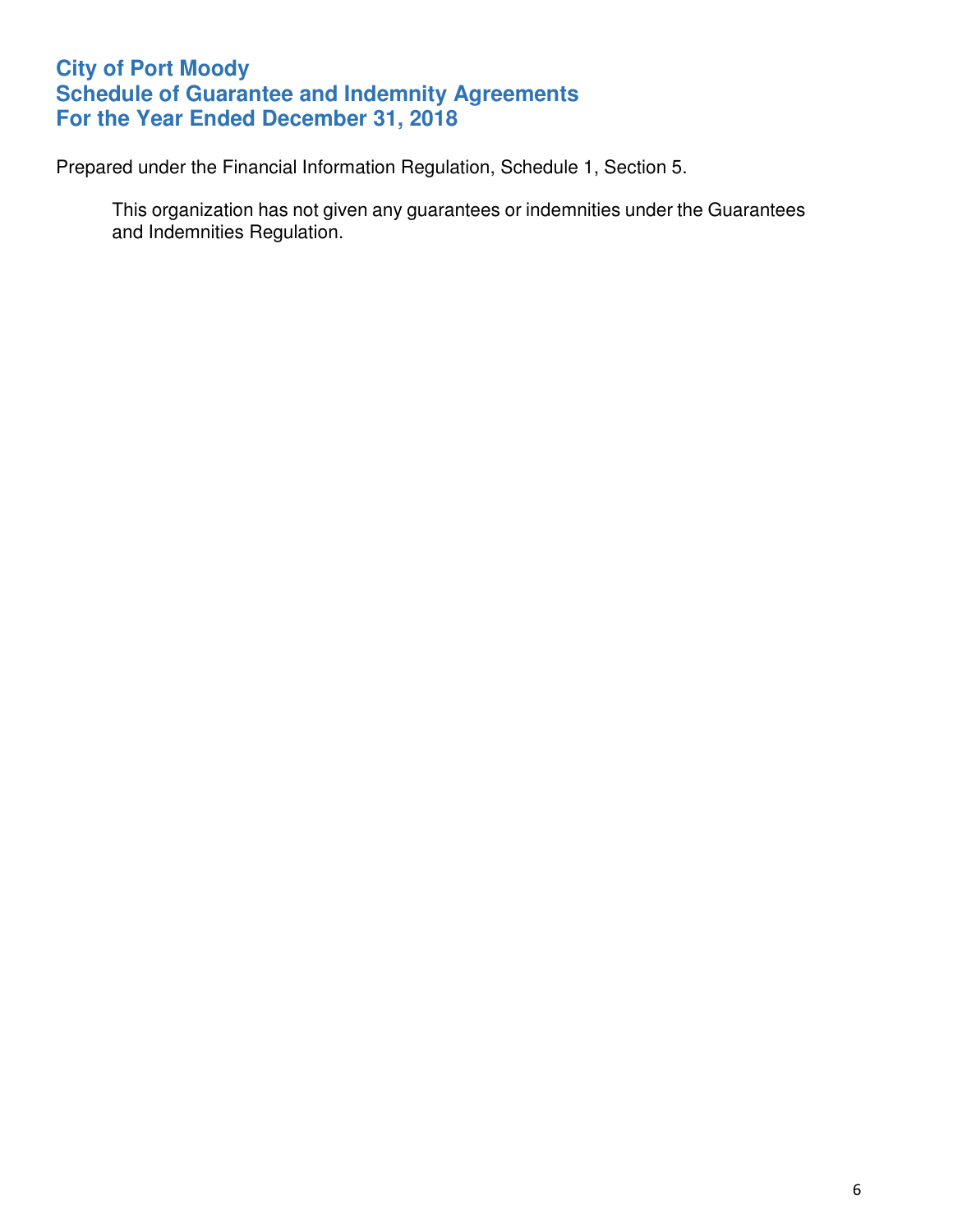# City of Port Moody
# Schedule of Guarantee and Indemnity Agreements
# For the Year Ended December 31, 2018

Prepared under the Financial Information Regulation, Schedule 1, Section 5.

> This organization has not given any guarantees or indemnities under the Guarantees and Indemnities Regulation.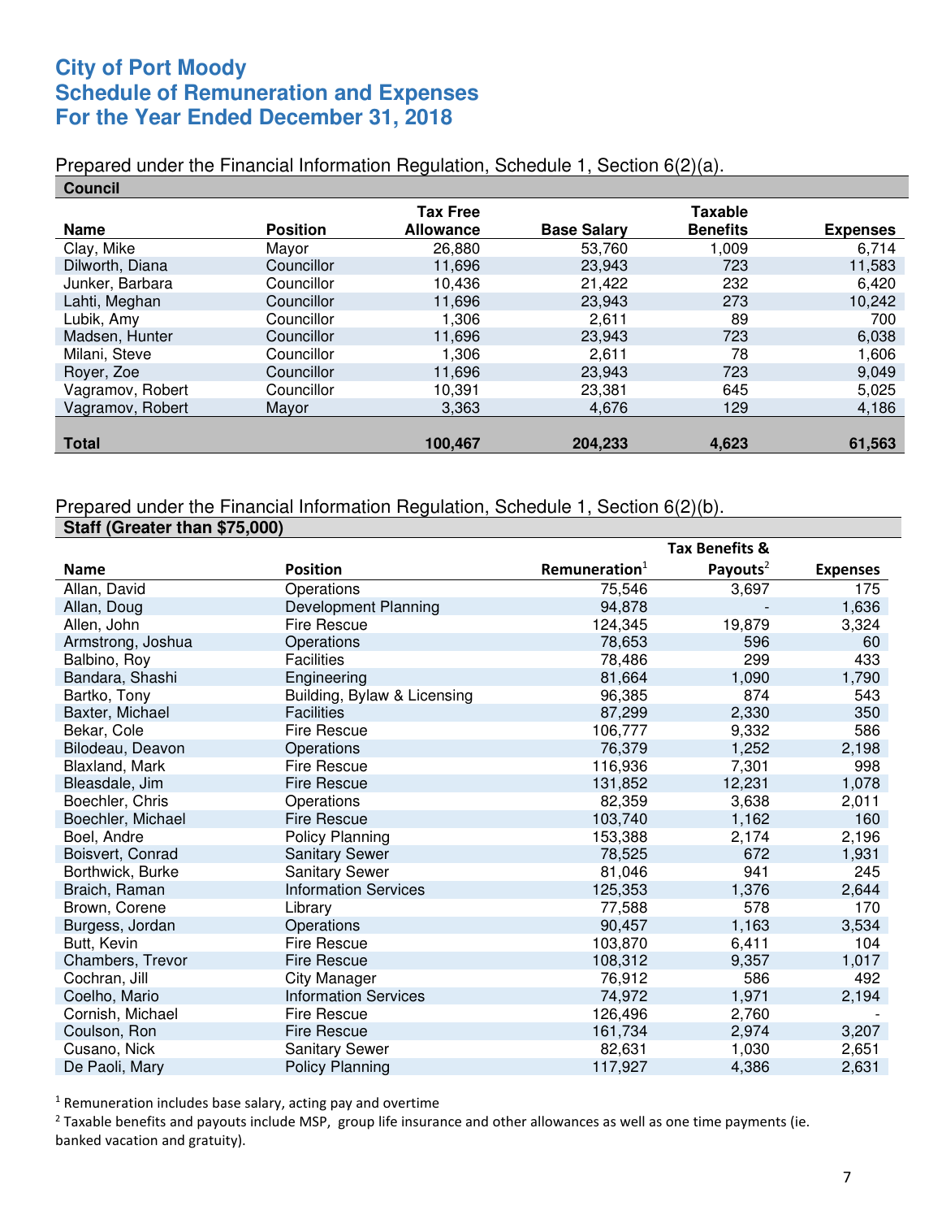# City of Port Moody
# Schedule of Remuneration and Expenses
# For the Year Ended December 31, 2018

Prepared under the Financial Information Regulation, Schedule 1, Section 6(2)(a).

**Council**

| Name | Position | Tax Free Allowance | Base Salary | Taxable Benefits | Expenses |
|---|---|---|---|---|---|
| Clay, Mike | Mayor | 26,880 | 53,760 | 1,009 | 6,714 |
| Dilworth, Diana | Councillor | 11,696 | 23,943 | 723 | 11,583 |
| Junker, Barbara | Councillor | 10,436 | 21,422 | 232 | 6,420 |
| Lahti, Meghan | Councillor | 11,696 | 23,943 | 273 | 10,242 |
| Lubik, Amy | Councillor | 1,306 | 2,611 | 89 | 700 |
| Madsen, Hunter | Councillor | 11,696 | 23,943 | 723 | 6,038 |
| Milani, Steve | Councillor | 1,306 | 2,611 | 78 | 1,606 |
| Royer, Zoe | Councillor | 11,696 | 23,943 | 723 | 9,049 |
| Vagramov, Robert | Councillor | 10,391 | 23,381 | 645 | 5,025 |
| Vagramov, Robert | Mayor | 3,363 | 4,676 | 129 | 4,186 |
| **Total** | | **100,467** | **204,233** | **4,623** | **61,563** |

Prepared under the Financial Information Regulation, Schedule 1, Section 6(2)(b).

**Staff (Greater than $75,000)**

| Name | Position | Remuneration[1] | Tax Benefits & Payouts[2] | Expenses |
|---|---|---|---|---|
| Allan, David | Operations | 75,546 | 3,697 | 175 |
| Allan, Doug | Development Planning | 94,878 | - | 1,636 |
| Allen, John | Fire Rescue | 124,345 | 19,879 | 3,324 |
| Armstrong, Joshua | Operations | 78,653 | 596 | 60 |
| Balbino, Roy | Facilities | 78,486 | 299 | 433 |
| Bandara, Shashi | Engineering | 81,664 | 1,090 | 1,790 |
| Bartko, Tony | Building, Bylaw & Licensing | 96,385 | 874 | 543 |
| Baxter, Michael | Facilities | 87,299 | 2,330 | 350 |
| Bekar, Cole | Fire Rescue | 106,777 | 9,332 | 586 |
| Bilodeau, Deavon | Operations | 76,379 | 1,252 | 2,198 |
| Blaxland, Mark | Fire Rescue | 116,936 | 7,301 | 998 |
| Bleasdale, Jim | Fire Rescue | 131,852 | 12,231 | 1,078 |
| Boechler, Chris | Operations | 82,359 | 3,638 | 2,011 |
| Boechler, Michael | Fire Rescue | 103,740 | 1,162 | 160 |
| Boel, Andre | Policy Planning | 153,388 | 2,174 | 2,196 |
| Boisvert, Conrad | Sanitary Sewer | 78,525 | 672 | 1,931 |
| Borthwick, Burke | Sanitary Sewer | 81,046 | 941 | 245 |
| Braich, Raman | Information Services | 125,353 | 1,376 | 2,644 |
| Brown, Corene | Library | 77,588 | 578 | 170 |
| Burgess, Jordan | Operations | 90,457 | 1,163 | 3,534 |
| Butt, Kevin | Fire Rescue | 103,870 | 6,411 | 104 |
| Chambers, Trevor | Fire Rescue | 108,312 | 9,357 | 1,017 |
| Cochran, Jill | City Manager | 76,912 | 586 | 492 |
| Coelho, Mario | Information Services | 74,972 | 1,971 | 2,194 |
| Cornish, Michael | Fire Rescue | 126,496 | 2,760 | - |
| Coulson, Ron | Fire Rescue | 161,734 | 2,974 | 3,207 |
| Cusano, Nick | Sanitary Sewer | 82,631 | 1,030 | 2,651 |
| De Paoli, Mary | Policy Planning | 117,927 | 4,386 | 2,631 |

[1] Remuneration includes base salary, acting pay and overtime

[2] Taxable benefits and payouts include MSP, group life insurance and other allowances as well as one time payments (ie. banked vacation and gratuity).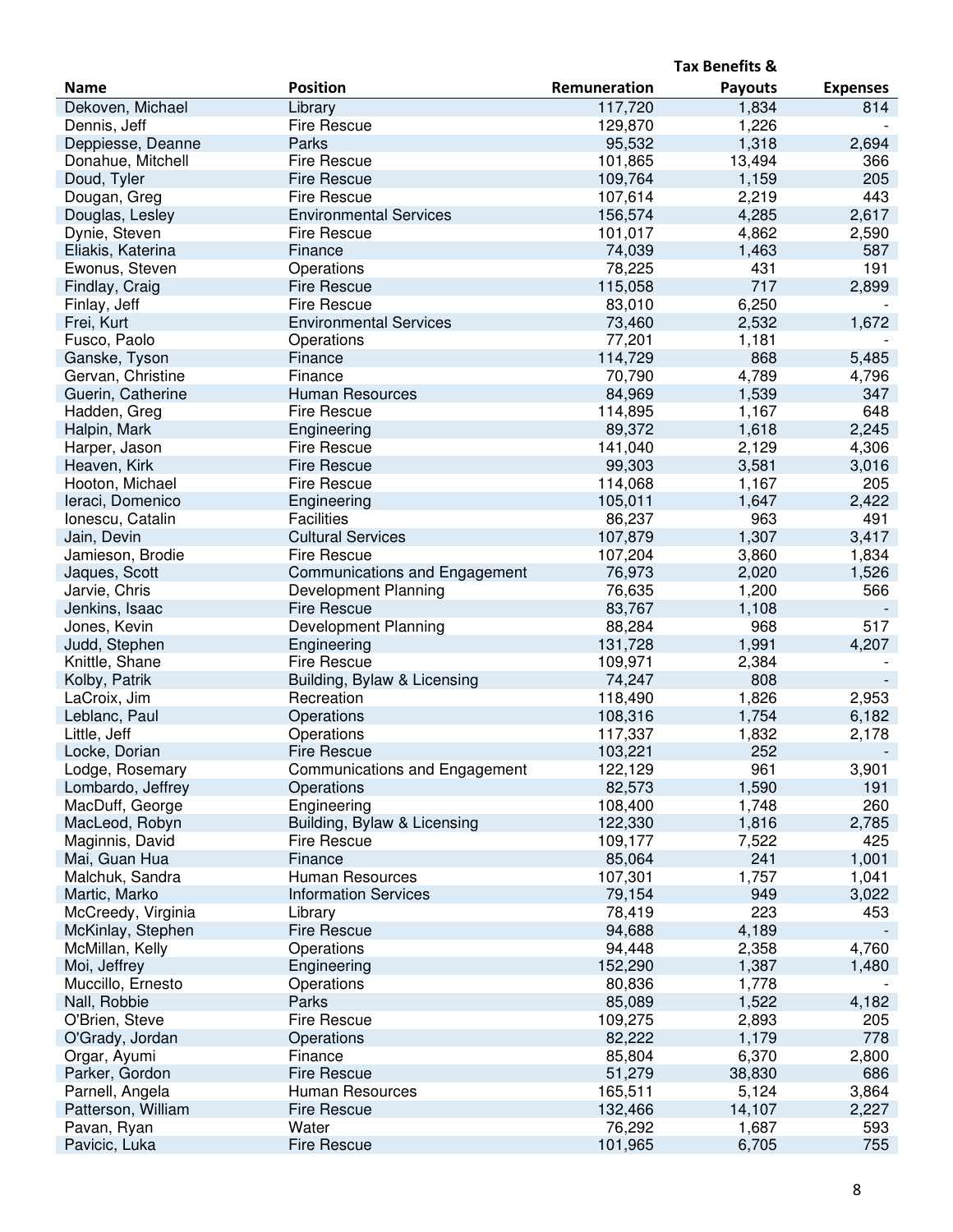| Name | Position | Remuneration | Tax Benefits & Payouts | Expenses |
|---|---|---|---|---|
| Dekoven, Michael | Library | 117,720 | 1,834 | 814 |
| Dennis, Jeff | Fire Rescue | 129,870 | 1,226 | - |
| Deppiesse, Deanne | Parks | 95,532 | 1,318 | 2,694 |
| Donahue, Mitchell | Fire Rescue | 101,865 | 13,494 | 366 |
| Doud, Tyler | Fire Rescue | 109,764 | 1,159 | 205 |
| Dougan, Greg | Fire Rescue | 107,614 | 2,219 | 443 |
| Douglas, Lesley | Environmental Services | 156,574 | 4,285 | 2,617 |
| Dynie, Steven | Fire Rescue | 101,017 | 4,862 | 2,590 |
| Eliakis, Katerina | Finance | 74,039 | 1,463 | 587 |
| Ewonus, Steven | Operations | 78,225 | 431 | 191 |
| Findlay, Craig | Fire Rescue | 115,058 | 717 | 2,899 |
| Finlay, Jeff | Fire Rescue | 83,010 | 6,250 | - |
| Frei, Kurt | Environmental Services | 73,460 | 2,532 | 1,672 |
| Fusco, Paolo | Operations | 77,201 | 1,181 | - |
| Ganske, Tyson | Finance | 114,729 | 868 | 5,485 |
| Gervan, Christine | Finance | 70,790 | 4,789 | 4,796 |
| Guerin, Catherine | Human Resources | 84,969 | 1,539 | 347 |
| Hadden, Greg | Fire Rescue | 114,895 | 1,167 | 648 |
| Halpin, Mark | Engineering | 89,372 | 1,618 | 2,245 |
| Harper, Jason | Fire Rescue | 141,040 | 2,129 | 4,306 |
| Heaven, Kirk | Fire Rescue | 99,303 | 3,581 | 3,016 |
| Hooton, Michael | Fire Rescue | 114,068 | 1,167 | 205 |
| Ieraci, Domenico | Engineering | 105,011 | 1,647 | 2,422 |
| Ionescu, Catalin | Facilities | 86,237 | 963 | 491 |
| Jain, Devin | Cultural Services | 107,879 | 1,307 | 3,417 |
| Jamieson, Brodie | Fire Rescue | 107,204 | 3,860 | 1,834 |
| Jaques, Scott | Communications and Engagement | 76,973 | 2,020 | 1,526 |
| Jarvie, Chris | Development Planning | 76,635 | 1,200 | 566 |
| Jenkins, Isaac | Fire Rescue | 83,767 | 1,108 | - |
| Jones, Kevin | Development Planning | 88,284 | 968 | 517 |
| Judd, Stephen | Engineering | 131,728 | 1,991 | 4,207 |
| Knittle, Shane | Fire Rescue | 109,971 | 2,384 | - |
| Kolby, Patrik | Building, Bylaw & Licensing | 74,247 | 808 | - |
| LaCroix, Jim | Recreation | 118,490 | 1,826 | 2,953 |
| Leblanc, Paul | Operations | 108,316 | 1,754 | 6,182 |
| Little, Jeff | Operations | 117,337 | 1,832 | 2,178 |
| Locke, Dorian | Fire Rescue | 103,221 | 252 | - |
| Lodge, Rosemary | Communications and Engagement | 122,129 | 961 | 3,901 |
| Lombardo, Jeffrey | Operations | 82,573 | 1,590 | 191 |
| MacDuff, George | Engineering | 108,400 | 1,748 | 260 |
| MacLeod, Robyn | Building, Bylaw & Licensing | 122,330 | 1,816 | 2,785 |
| Maginnis, David | Fire Rescue | 109,177 | 7,522 | 425 |
| Mai, Guan Hua | Finance | 85,064 | 241 | 1,001 |
| Malchuk, Sandra | Human Resources | 107,301 | 1,757 | 1,041 |
| Martic, Marko | Information Services | 79,154 | 949 | 3,022 |
| McCreedy, Virginia | Library | 78,419 | 223 | 453 |
| McKinlay, Stephen | Fire Rescue | 94,688 | 4,189 | - |
| McMillan, Kelly | Operations | 94,448 | 2,358 | 4,760 |
| Moi, Jeffrey | Engineering | 152,290 | 1,387 | 1,480 |
| Muccillo, Ernesto | Operations | 80,836 | 1,778 | - |
| Nall, Robbie | Parks | 85,089 | 1,522 | 4,182 |
| O'Brien, Steve | Fire Rescue | 109,275 | 2,893 | 205 |
| O'Grady, Jordan | Operations | 82,222 | 1,179 | 778 |
| Orgar, Ayumi | Finance | 85,804 | 6,370 | 2,800 |
| Parker, Gordon | Fire Rescue | 51,279 | 38,830 | 686 |
| Parnell, Angela | Human Resources | 165,511 | 5,124 | 3,864 |
| Patterson, William | Fire Rescue | 132,466 | 14,107 | 2,227 |
| Pavan, Ryan | Water | 76,292 | 1,687 | 593 |
| Pavicic, Luka | Fire Rescue | 101,965 | 6,705 | 755 |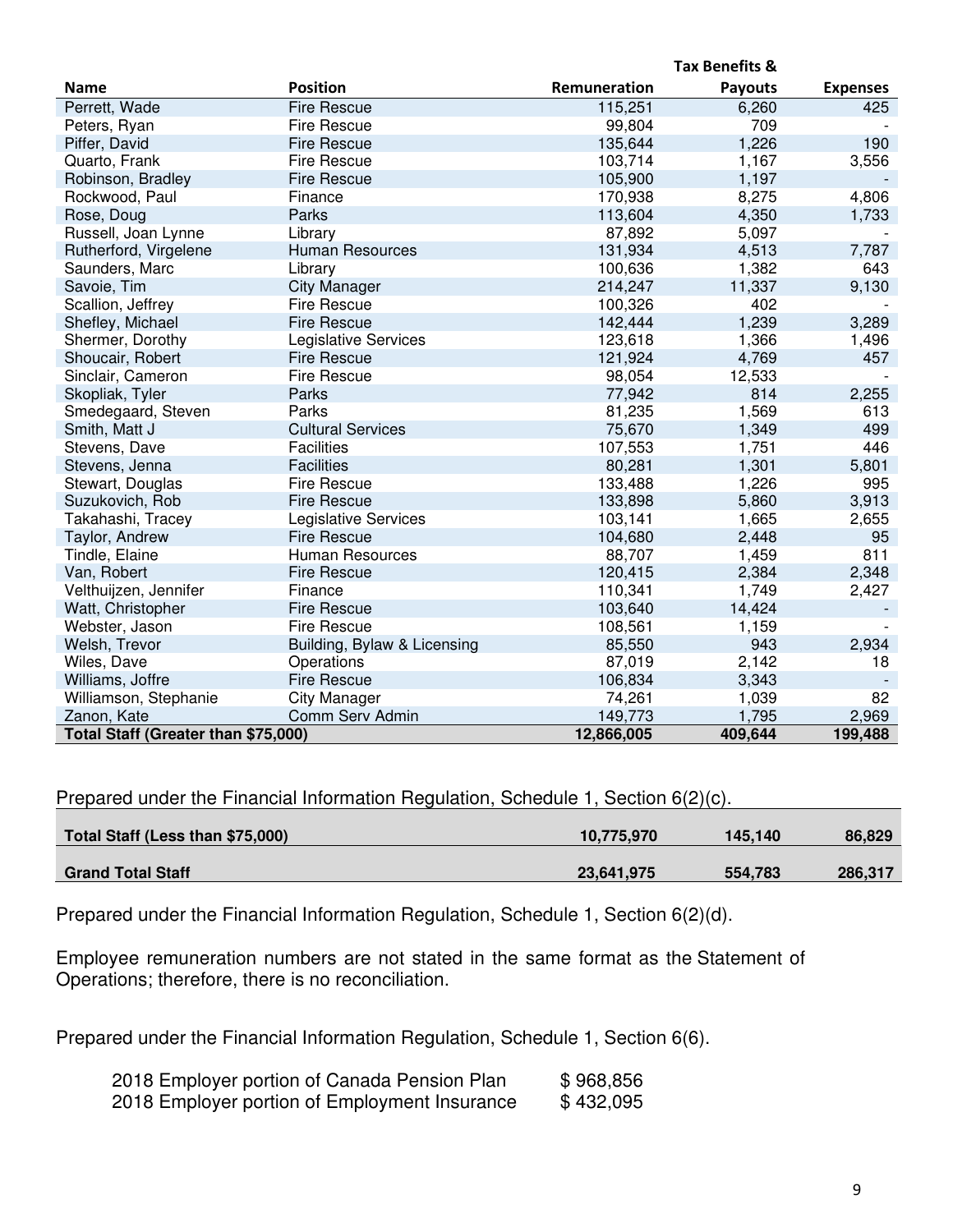| Name | Position | Remuneration | Tax Benefits & Payouts | Expenses |
|---|---|---|---|---|
| Perrett, Wade | Fire Rescue | 115,251 | 6,260 | 425 |
| Peters, Ryan | Fire Rescue | 99,804 | 709 | - |
| Piffer, David | Fire Rescue | 135,644 | 1,226 | 190 |
| Quarto, Frank | Fire Rescue | 103,714 | 1,167 | 3,556 |
| Robinson, Bradley | Fire Rescue | 105,900 | 1,197 | - |
| Rockwood, Paul | Finance | 170,938 | 8,275 | 4,806 |
| Rose, Doug | Parks | 113,604 | 4,350 | 1,733 |
| Russell, Joan Lynne | Library | 87,892 | 5,097 | - |
| Rutherford, Virgelene | Human Resources | 131,934 | 4,513 | 7,787 |
| Saunders, Marc | Library | 100,636 | 1,382 | 643 |
| Savoie, Tim | City Manager | 214,247 | 11,337 | 9,130 |
| Scallion, Jeffrey | Fire Rescue | 100,326 | 402 | - |
| Shefley, Michael | Fire Rescue | 142,444 | 1,239 | 3,289 |
| Shermer, Dorothy | Legislative Services | 123,618 | 1,366 | 1,496 |
| Shoucair, Robert | Fire Rescue | 121,924 | 4,769 | 457 |
| Sinclair, Cameron | Fire Rescue | 98,054 | 12,533 | - |
| Skopliak, Tyler | Parks | 77,942 | 814 | 2,255 |
| Smedegaard, Steven | Parks | 81,235 | 1,569 | 613 |
| Smith, Matt J | Cultural Services | 75,670 | 1,349 | 499 |
| Stevens, Dave | Facilities | 107,553 | 1,751 | 446 |
| Stevens, Jenna | Facilities | 80,281 | 1,301 | 5,801 |
| Stewart, Douglas | Fire Rescue | 133,488 | 1,226 | 995 |
| Suzukovich, Rob | Fire Rescue | 133,898 | 5,860 | 3,913 |
| Takahashi, Tracey | Legislative Services | 103,141 | 1,665 | 2,655 |
| Taylor, Andrew | Fire Rescue | 104,680 | 2,448 | 95 |
| Tindle, Elaine | Human Resources | 88,707 | 1,459 | 811 |
| Van, Robert | Fire Rescue | 120,415 | 2,384 | 2,348 |
| Velthuijzen, Jennifer | Finance | 110,341 | 1,749 | 2,427 |
| Watt, Christopher | Fire Rescue | 103,640 | 14,424 | - |
| Webster, Jason | Fire Rescue | 108,561 | 1,159 | - |
| Welsh, Trevor | Building, Bylaw & Licensing | 85,550 | 943 | 2,934 |
| Wiles, Dave | Operations | 87,019 | 2,142 | 18 |
| Williams, Joffre | Fire Rescue | 106,834 | 3,343 | - |
| Williamson, Stephanie | City Manager | 74,261 | 1,039 | 82 |
| Zanon, Kate | Comm Serv Admin | 149,773 | 1,795 | 2,969 |
| **Total Staff (Greater than $75,000)** | | **12,866,005** | **409,644** | **199,488** |

Prepared under the Financial Information Regulation, Schedule 1, Section 6(2)(c).

| | | | |
|---|---|---|---|
| **Total Staff (Less than $75,000)** | **10,775,970** | **145,140** | **86,829** |
| **Grand Total Staff** | **23,641,975** | **554,783** | **286,317** |

Prepared under the Financial Information Regulation, Schedule 1, Section 6(2)(d).

Employee remuneration numbers are not stated in the same format as the Statement of Operations; therefore, there is no reconciliation.

Prepared under the Financial Information Regulation, Schedule 1, Section 6(6).

| | |
|---|---|
| 2018 Employer portion of Canada Pension Plan | $ 968,856 |
| 2018 Employer portion of Employment Insurance | $ 432,095 |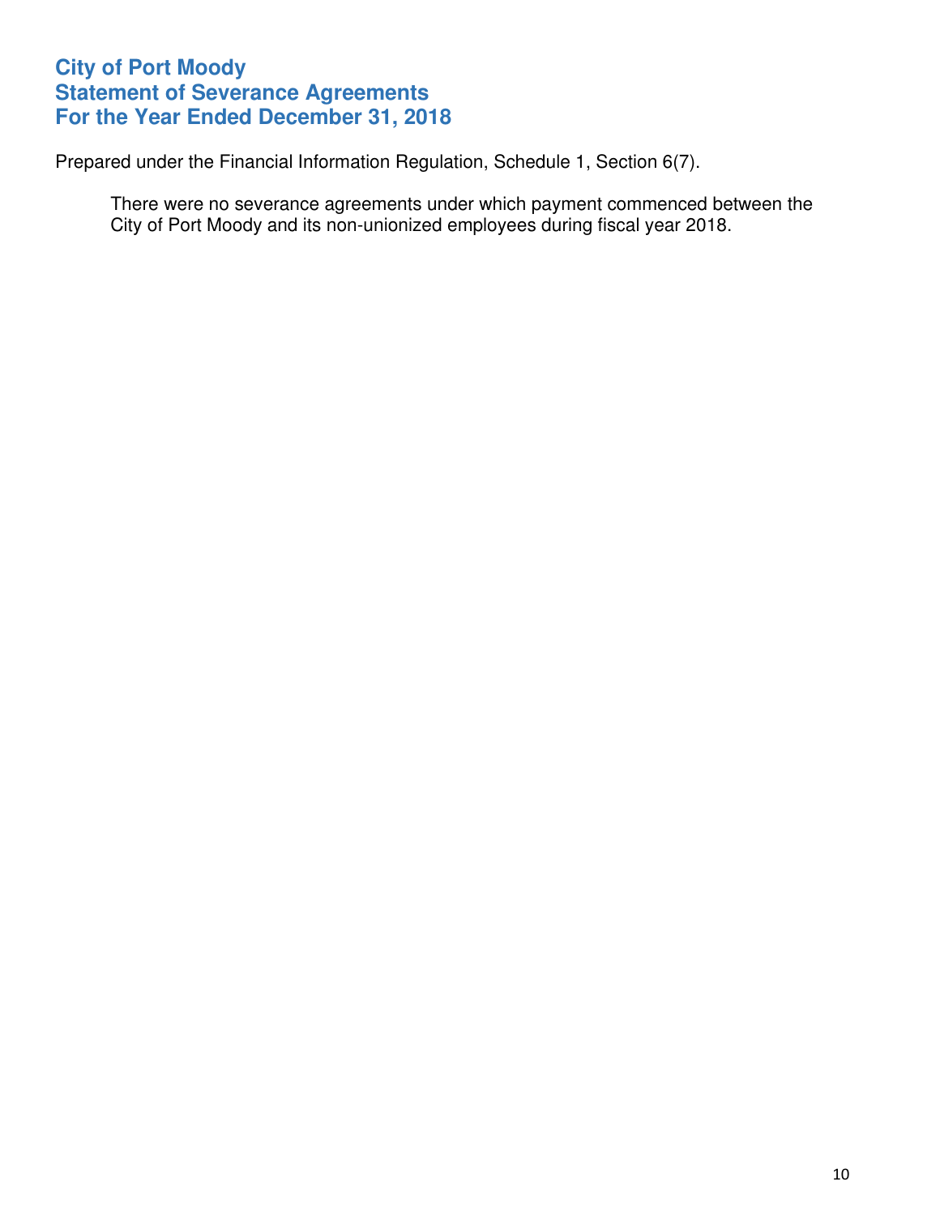# City of Port Moody
# Statement of Severance Agreements
# For the Year Ended December 31, 2018

Prepared under the Financial Information Regulation, Schedule 1, Section 6(7).

There were no severance agreements under which payment commenced between the City of Port Moody and its non-unionized employees during fiscal year 2018.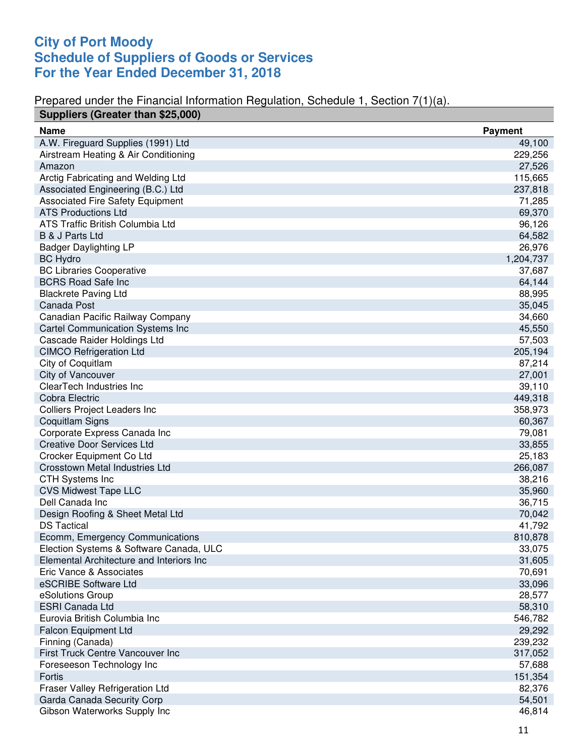# City of Port Moody
# Schedule of Suppliers of Goods or Services
# For the Year Ended December 31, 2018

Prepared under the Financial Information Regulation, Schedule 1, Section 7(1)(a).

**Suppliers (Greater than $25,000)**

| Name | Payment |
|---|---:|
| A.W. Fireguard Supplies (1991) Ltd | 49,100 |
| Airstream Heating & Air Conditioning | 229,256 |
| Amazon | 27,526 |
| Arctig Fabricating and Welding Ltd | 115,665 |
| Associated Engineering (B.C.) Ltd | 237,818 |
| Associated Fire Safety Equipment | 71,285 |
| ATS Productions Ltd | 69,370 |
| ATS Traffic British Columbia Ltd | 96,126 |
| B & J Parts Ltd | 64,582 |
| Badger Daylighting LP | 26,976 |
| BC Hydro | 1,204,737 |
| BC Libraries Cooperative | 37,687 |
| BCRS Road Safe Inc | 64,144 |
| Blackrete Paving Ltd | 88,995 |
| Canada Post | 35,045 |
| Canadian Pacific Railway Company | 34,660 |
| Cartel Communication Systems Inc | 45,550 |
| Cascade Raider Holdings Ltd | 57,503 |
| CIMCO Refrigeration Ltd | 205,194 |
| City of Coquitlam | 87,214 |
| City of Vancouver | 27,001 |
| ClearTech Industries Inc | 39,110 |
| Cobra Electric | 449,318 |
| Colliers Project Leaders Inc | 358,973 |
| Coquitlam Signs | 60,367 |
| Corporate Express Canada Inc | 79,081 |
| Creative Door Services Ltd | 33,855 |
| Crocker Equipment Co Ltd | 25,183 |
| Crosstown Metal Industries Ltd | 266,087 |
| CTH Systems Inc | 38,216 |
| CVS Midwest Tape LLC | 35,960 |
| Dell Canada Inc | 36,715 |
| Design Roofing & Sheet Metal Ltd | 70,042 |
| DS Tactical | 41,792 |
| Ecomm, Emergency Communications | 810,878 |
| Election Systems & Software Canada, ULC | 33,075 |
| Elemental Architecture and Interiors Inc | 31,605 |
| Eric Vance & Associates | 70,691 |
| eSCRIBE Software Ltd | 33,096 |
| eSolutions Group | 28,577 |
| ESRI Canada Ltd | 58,310 |
| Eurovia British Columbia Inc | 546,782 |
| Falcon Equipment Ltd | 29,292 |
| Finning (Canada) | 239,232 |
| First Truck Centre Vancouver Inc | 317,052 |
| Foreseeson Technology Inc | 57,688 |
| Fortis | 151,354 |
| Fraser Valley Refrigeration Ltd | 82,376 |
| Garda Canada Security Corp | 54,501 |
| Gibson Waterworks Supply Inc | 46,814 |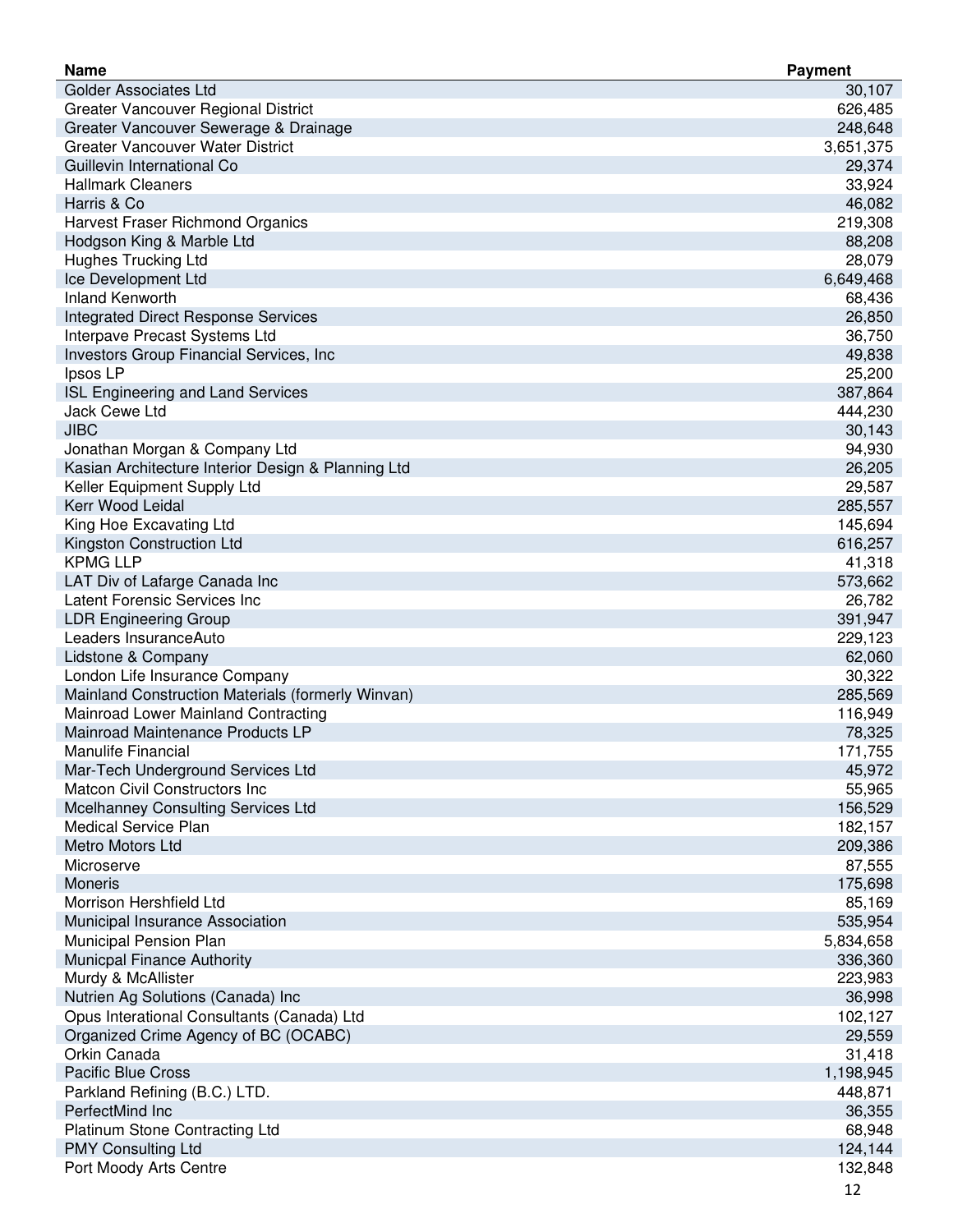| Name | Payment |
|---|---|
| Golder Associates Ltd | 30,107 |
| Greater Vancouver Regional District | 626,485 |
| Greater Vancouver Sewerage & Drainage | 248,648 |
| Greater Vancouver Water District | 3,651,375 |
| Guillevin International Co | 29,374 |
| Hallmark Cleaners | 33,924 |
| Harris & Co | 46,082 |
| Harvest Fraser Richmond Organics | 219,308 |
| Hodgson King & Marble Ltd | 88,208 |
| Hughes Trucking Ltd | 28,079 |
| Ice Development Ltd | 6,649,468 |
| Inland Kenworth | 68,436 |
| Integrated Direct Response Services | 26,850 |
| Interpave Precast Systems Ltd | 36,750 |
| Investors Group Financial Services, Inc | 49,838 |
| Ipsos LP | 25,200 |
| ISL Engineering and Land Services | 387,864 |
| Jack Cewe Ltd | 444,230 |
| JIBC | 30,143 |
| Jonathan Morgan & Company Ltd | 94,930 |
| Kasian Architecture Interior Design & Planning Ltd | 26,205 |
| Keller Equipment Supply Ltd | 29,587 |
| Kerr Wood Leidal | 285,557 |
| King Hoe Excavating Ltd | 145,694 |
| Kingston Construction Ltd | 616,257 |
| KPMG LLP | 41,318 |
| LAT Div of Lafarge Canada Inc | 573,662 |
| Latent Forensic Services Inc | 26,782 |
| LDR Engineering Group | 391,947 |
| Leaders InsuranceAuto | 229,123 |
| Lidstone & Company | 62,060 |
| London Life Insurance Company | 30,322 |
| Mainland Construction Materials (formerly Winvan) | 285,569 |
| Mainroad Lower Mainland Contracting | 116,949 |
| Mainroad Maintenance Products LP | 78,325 |
| Manulife Financial | 171,755 |
| Mar-Tech Underground Services Ltd | 45,972 |
| Matcon Civil Constructors Inc | 55,965 |
| Mcelhanney Consulting Services Ltd | 156,529 |
| Medical Service Plan | 182,157 |
| Metro Motors Ltd | 209,386 |
| Microserve | 87,555 |
| Moneris | 175,698 |
| Morrison Hershfield Ltd | 85,169 |
| Municipal Insurance Association | 535,954 |
| Municipal Pension Plan | 5,834,658 |
| Municpal Finance Authority | 336,360 |
| Murdy & McAllister | 223,983 |
| Nutrien Ag Solutions (Canada) Inc | 36,998 |
| Opus Interational Consultants (Canada) Ltd | 102,127 |
| Organized Crime Agency of BC (OCABC) | 29,559 |
| Orkin Canada | 31,418 |
| Pacific Blue Cross | 1,198,945 |
| Parkland Refining (B.C.) LTD. | 448,871 |
| PerfectMind Inc | 36,355 |
| Platinum Stone Contracting Ltd | 68,948 |
| PMY Consulting Ltd | 124,144 |
| Port Moody Arts Centre | 132,848 |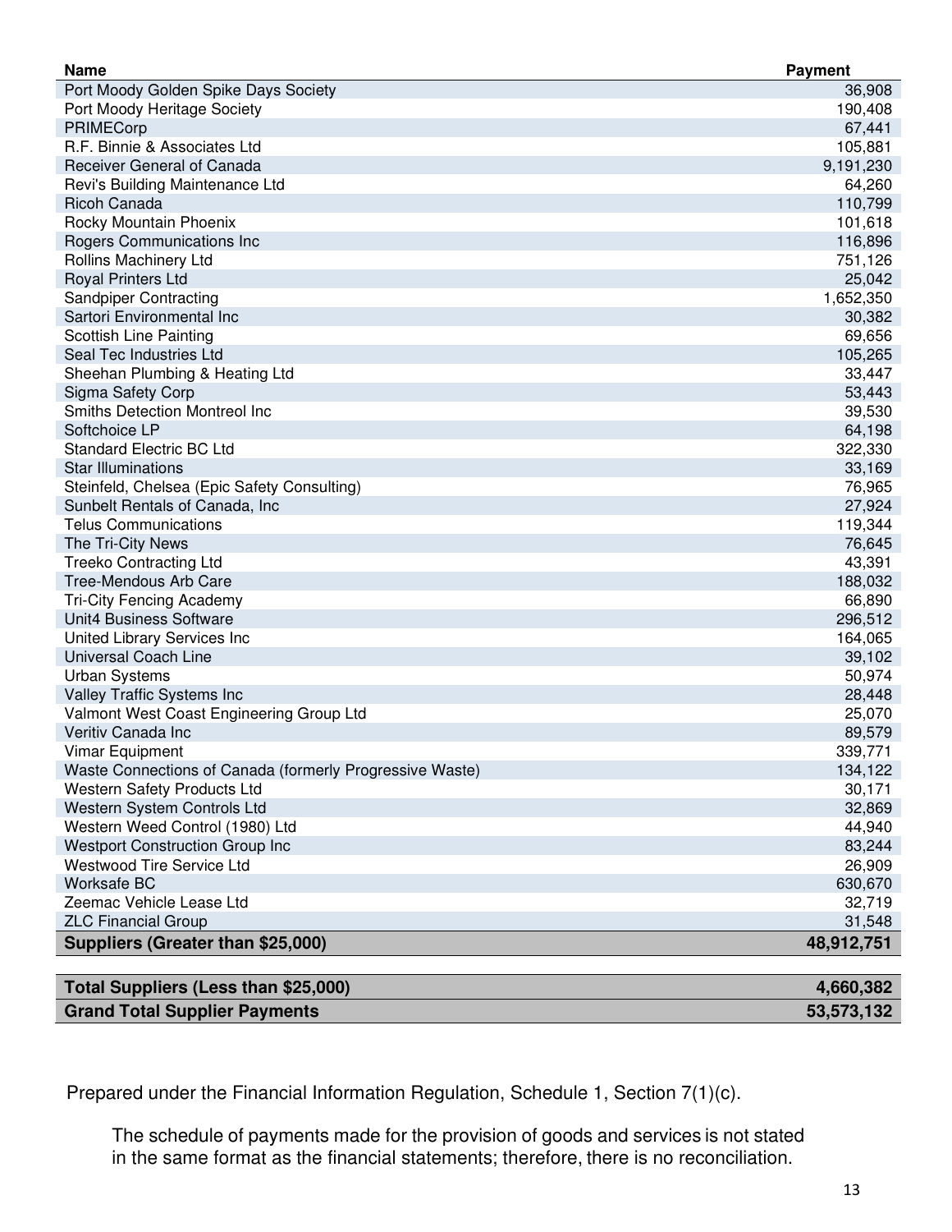| Name | Payment |
|---|---|
| Port Moody Golden Spike Days Society | 36,908 |
| Port Moody Heritage Society | 190,408 |
| PRIMECorp | 67,441 |
| R.F. Binnie & Associates Ltd | 105,881 |
| Receiver General of Canada | 9,191,230 |
| Revi's Building Maintenance Ltd | 64,260 |
| Ricoh Canada | 110,799 |
| Rocky Mountain Phoenix | 101,618 |
| Rogers Communications Inc | 116,896 |
| Rollins Machinery Ltd | 751,126 |
| Royal Printers Ltd | 25,042 |
| Sandpiper Contracting | 1,652,350 |
| Sartori Environmental Inc | 30,382 |
| Scottish Line Painting | 69,656 |
| Seal Tec Industries Ltd | 105,265 |
| Sheehan Plumbing & Heating Ltd | 33,447 |
| Sigma Safety Corp | 53,443 |
| Smiths Detection Montreol Inc | 39,530 |
| Softchoice LP | 64,198 |
| Standard Electric BC Ltd | 322,330 |
| Star Illuminations | 33,169 |
| Steinfeld, Chelsea (Epic Safety Consulting) | 76,965 |
| Sunbelt Rentals of Canada, Inc | 27,924 |
| Telus Communications | 119,344 |
| The Tri-City News | 76,645 |
| Treeko Contracting Ltd | 43,391 |
| Tree-Mendous Arb Care | 188,032 |
| Tri-City Fencing Academy | 66,890 |
| Unit4 Business Software | 296,512 |
| United Library Services Inc | 164,065 |
| Universal Coach Line | 39,102 |
| Urban Systems | 50,974 |
| Valley Traffic Systems Inc | 28,448 |
| Valmont West Coast Engineering Group Ltd | 25,070 |
| Veritiv Canada Inc | 89,579 |
| Vimar Equipment | 339,771 |
| Waste Connections of Canada (formerly Progressive Waste) | 134,122 |
| Western Safety Products Ltd | 30,171 |
| Western System Controls Ltd | 32,869 |
| Western Weed Control (1980) Ltd | 44,940 |
| Westport Construction Group Inc | 83,244 |
| Westwood Tire Service Ltd | 26,909 |
| Worksafe BC | 630,670 |
| Zeemac Vehicle Lease Ltd | 32,719 |
| ZLC Financial Group | 31,548 |
| **Suppliers (Greater than $25,000)** | **48,912,751** |
| | |
| **Total Suppliers (Less than $25,000)** | **4,660,382** |
| **Grand Total Supplier Payments** | **53,573,132** |

Prepared under the Financial Information Regulation, Schedule 1, Section 7(1)(c).

The schedule of payments made for the provision of goods and services is not stated in the same format as the financial statements; therefore, there is no reconciliation.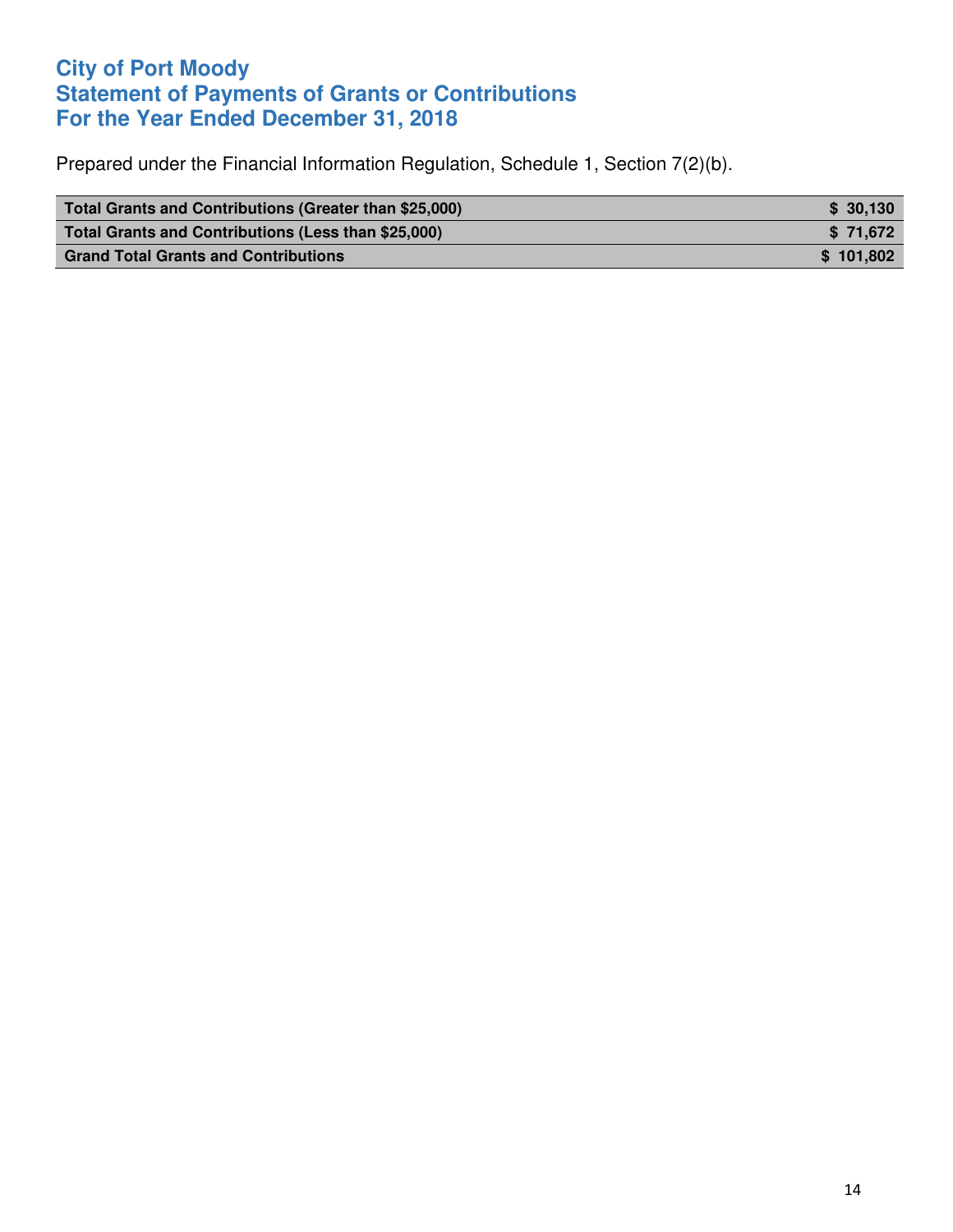# City of Port Moody
# Statement of Payments of Grants or Contributions
# For the Year Ended December 31, 2018

Prepared under the Financial Information Regulation, Schedule 1, Section 7(2)(b).

| | |
|---|---|
| **Total Grants and Contributions (Greater than $25,000)** | **$ 30,130** |
| **Total Grants and Contributions (Less than $25,000)** | **$ 71,672** |
| **Grand Total Grants and Contributions** | **$ 101,802** |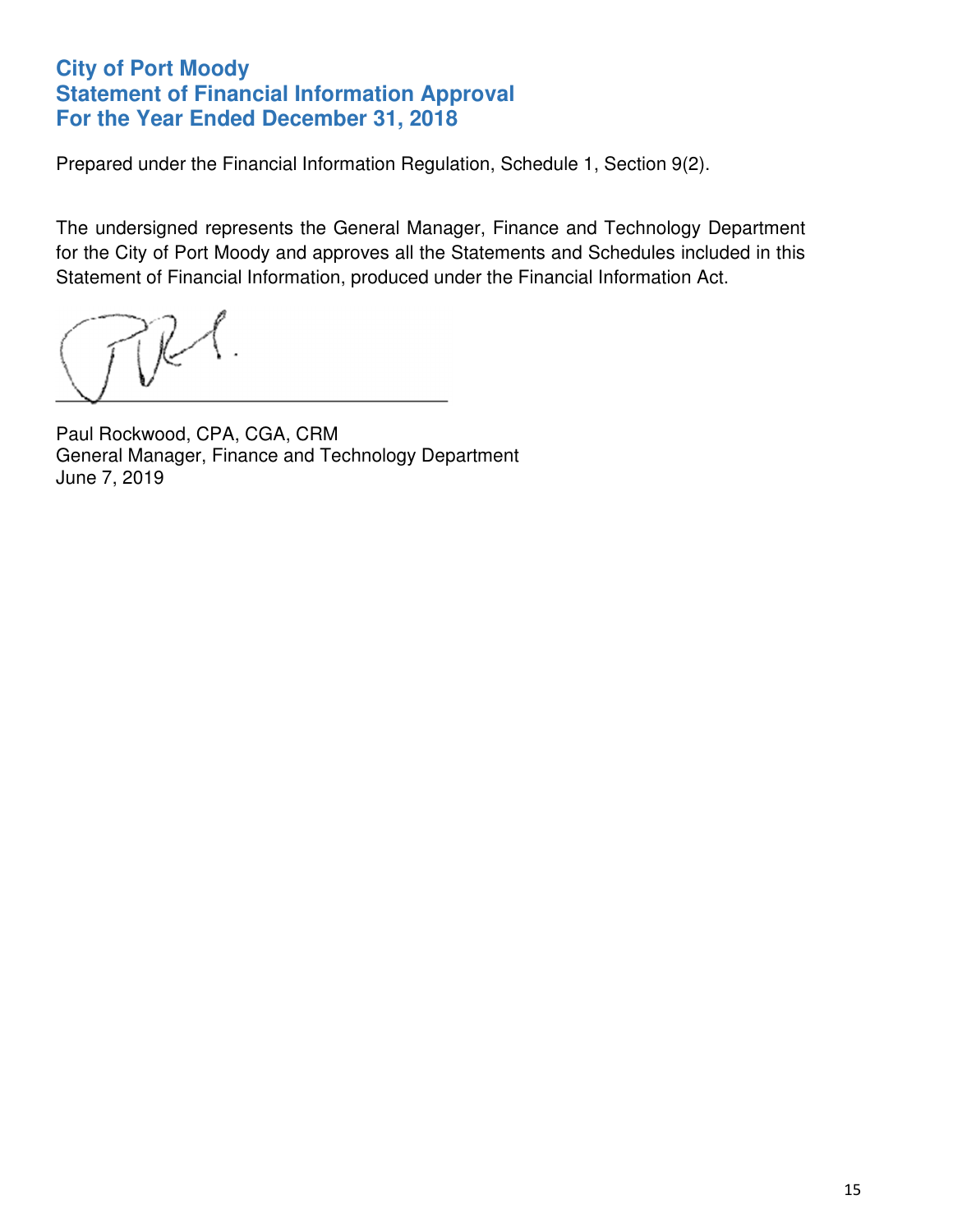# City of Port Moody
# Statement of Financial Information Approval
# For the Year Ended December 31, 2018

Prepared under the Financial Information Regulation, Schedule 1, Section 9(2).

The undersigned represents the General Manager, Finance and Technology Department for the City of Port Moody and approves all the Statements and Schedules included in this Statement of Financial Information, produced under the Financial Information Act.

Paul Rockwood, CPA, CGA, CRM
General Manager, Finance and Technology Department
June 7, 2019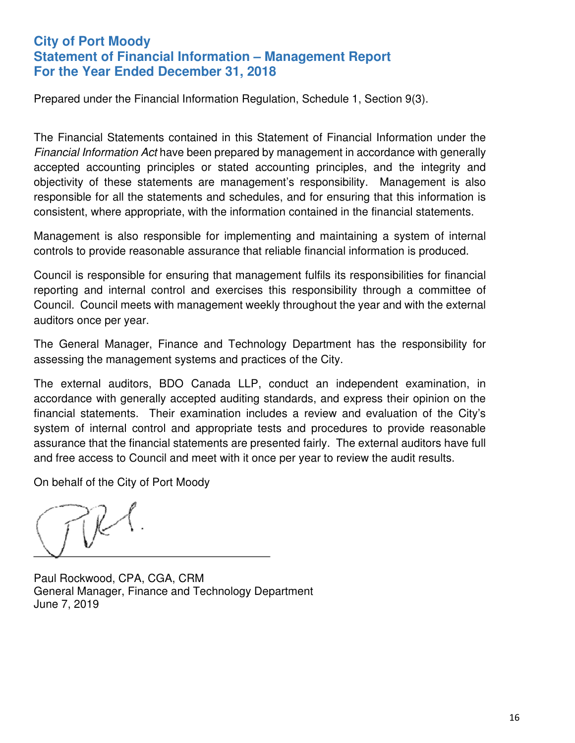# City of Port Moody
## Statement of Financial Information – Management Report
## For the Year Ended December 31, 2018

Prepared under the Financial Information Regulation, Schedule 1, Section 9(3).

The Financial Statements contained in this Statement of Financial Information under the *Financial Information Act* have been prepared by management in accordance with generally accepted accounting principles or stated accounting principles, and the integrity and objectivity of these statements are management's responsibility. Management is also responsible for all the statements and schedules, and for ensuring that this information is consistent, where appropriate, with the information contained in the financial statements.

Management is also responsible for implementing and maintaining a system of internal controls to provide reasonable assurance that reliable financial information is produced.

Council is responsible for ensuring that management fulfils its responsibilities for financial reporting and internal control and exercises this responsibility through a committee of Council. Council meets with management weekly throughout the year and with the external auditors once per year.

The General Manager, Finance and Technology Department has the responsibility for assessing the management systems and practices of the City.

The external auditors, BDO Canada LLP, conduct an independent examination, in accordance with generally accepted auditing standards, and express their opinion on the financial statements. Their examination includes a review and evaluation of the City's system of internal control and appropriate tests and procedures to provide reasonable assurance that the financial statements are presented fairly. The external auditors have full and free access to Council and meet with it once per year to review the audit results.

On behalf of the City of Port Moody

Paul Rockwood, CPA, CGA, CRM
General Manager, Finance and Technology Department
June 7, 2019